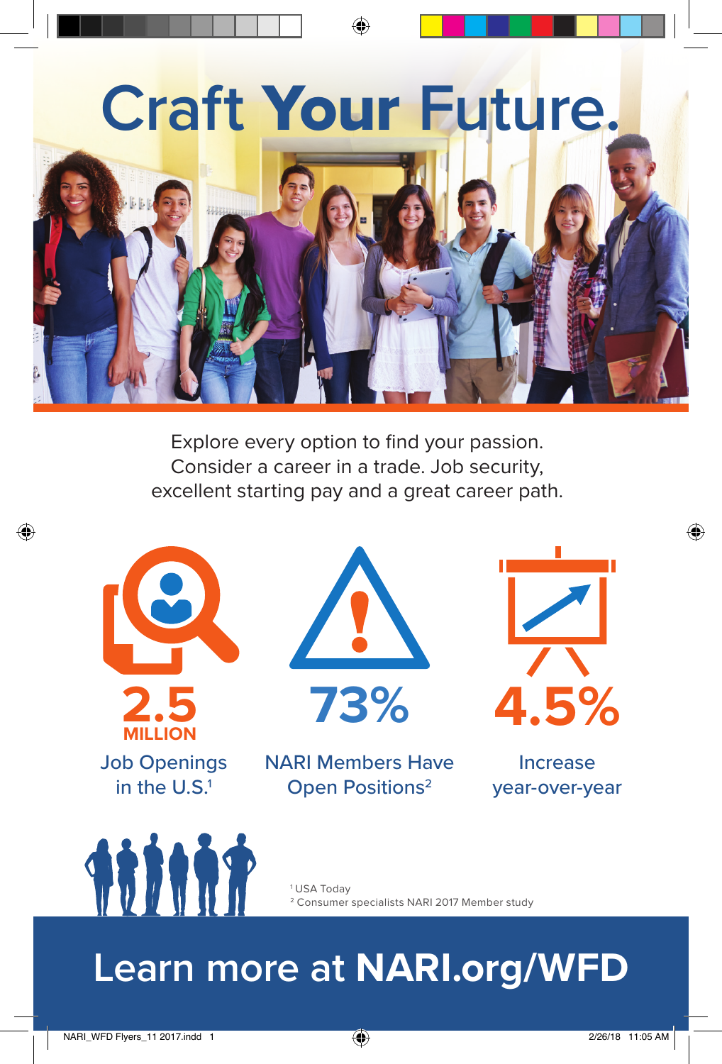# Craft **Your** Future.

Explore every option to find your passion.
Consider a career in a trade. Job security,
excellent starting pay and a great career path.

**2.5 MILLION**
Job Openings in the U.S.[1]

**73%**
NARI Members Have Open Positions[2]

**4.5%**
Increase year-over-year

[1] USA Today
[2] Consumer specialists NARI 2017 Member study

## Learn more at **NARI.org/WFD**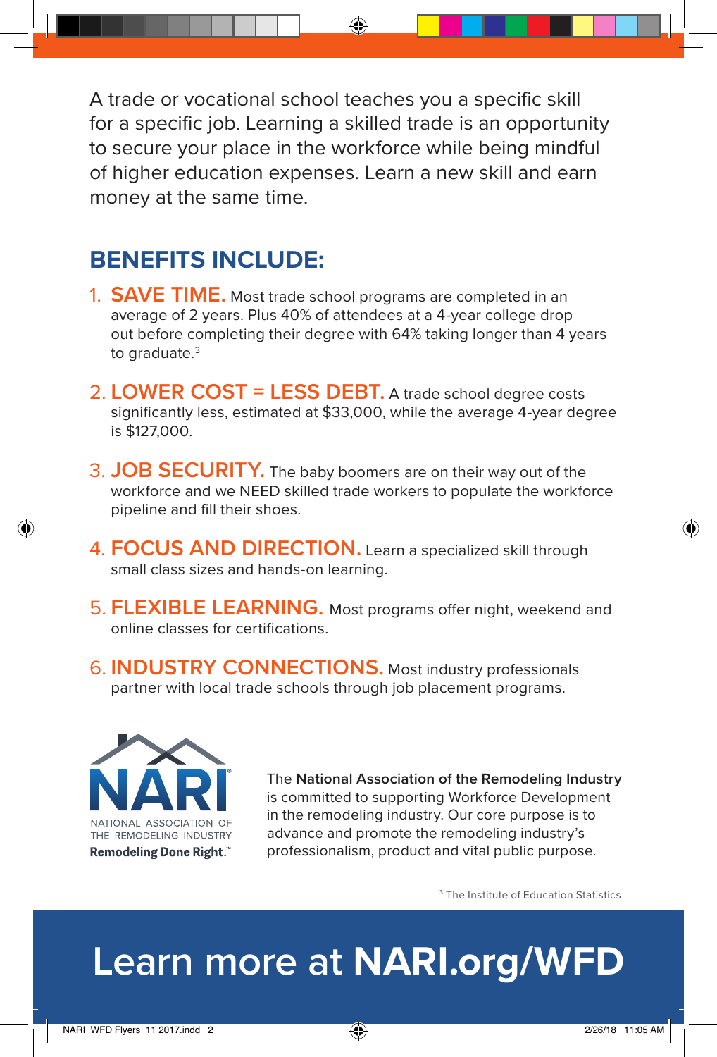A trade or vocational school teaches you a specific skill for a specific job. Learning a skilled trade is an opportunity to secure your place in the workforce while being mindful of higher education expenses. Learn a new skill and earn money at the same time.

## BENEFITS INCLUDE:

1. **SAVE TIME.** Most trade school programs are completed in an average of 2 years. Plus 40% of attendees at a 4-year college drop out before completing their degree with 64% taking longer than 4 years to graduate.[3]
2. **LOWER COST = LESS DEBT.** A trade school degree costs significantly less, estimated at $33,000, while the average 4-year degree is $127,000.
3. **JOB SECURITY.** The baby boomers are on their way out of the workforce and we NEED skilled trade workers to populate the workforce pipeline and fill their shoes.
4. **FOCUS AND DIRECTION.** Learn a specialized skill through small class sizes and hands-on learning.
5. **FLEXIBLE LEARNING.** Most programs offer night, weekend and online classes for certifications.
6. **INDUSTRY CONNECTIONS.** Most industry professionals partner with local trade schools through job placement programs.

NARI®
NATIONAL ASSOCIATION OF THE REMODELING INDUSTRY
**Remodeling Done Right.**™

The **National Association of the Remodeling Industry** is committed to supporting Workforce Development in the remodeling industry. Our core purpose is to advance and promote the remodeling industry's professionalism, product and vital public purpose.

[3] The Institute of Education Statistics

# Learn more at **NARI.org/WFD**